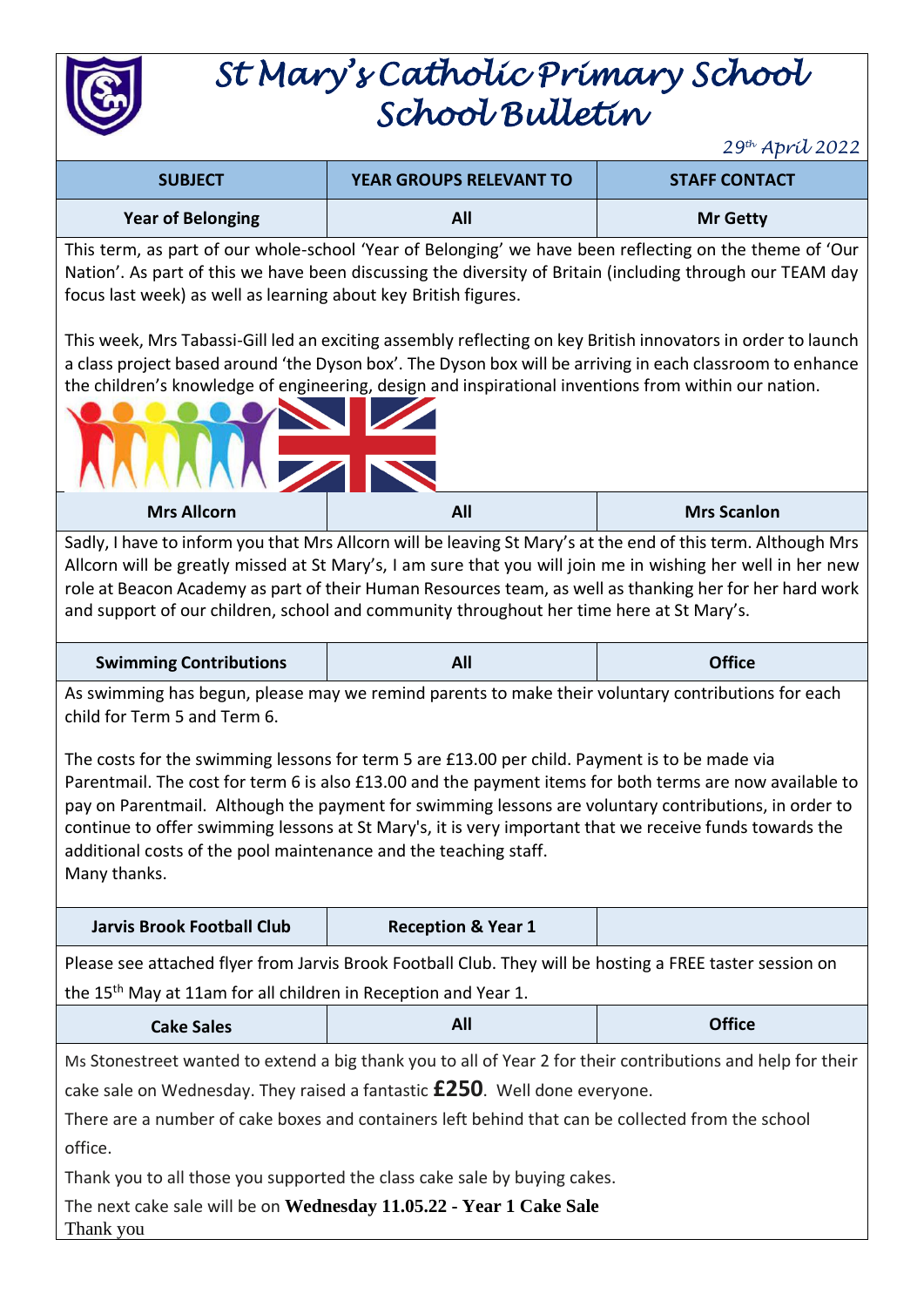# St Mary's Catholic Primary School
# School Bulletin

*29th April 2022*

| SUBJECT | YEAR GROUPS RELEVANT TO | STAFF CONTACT |
|---|---|---|
| **Year of Belonging** | **All** | **Mr Getty** |

This term, as part of our whole-school 'Year of Belonging' we have been reflecting on the theme of 'Our Nation'. As part of this we have been discussing the diversity of Britain (including through our TEAM day focus last week) as well as learning about key British figures.

This week, Mrs Tabassi-Gill led an exciting assembly reflecting on key British innovators in order to launch a class project based around 'the Dyson box'. The Dyson box will be arriving in each classroom to enhance the children's knowledge of engineering, design and inspirational inventions from within our nation.

| | | |
|---|---|---|
| **Mrs Allcorn** | **All** | **Mrs Scanlon** |

Sadly, I have to inform you that Mrs Allcorn will be leaving St Mary's at the end of this term. Although Mrs Allcorn will be greatly missed at St Mary's, I am sure that you will join me in wishing her well in her new role at Beacon Academy as part of their Human Resources team, as well as thanking her for her hard work and support of our children, school and community throughout her time here at St Mary's.

| | | |
|---|---|---|
| **Swimming Contributions** | **All** | **Office** |

As swimming has begun, please may we remind parents to make their voluntary contributions for each child for Term 5 and Term 6.

The costs for the swimming lessons for term 5 are £13.00 per child. Payment is to be made via Parentmail. The cost for term 6 is also £13.00 and the payment items for both terms are now available to pay on Parentmail. Although the payment for swimming lessons are voluntary contributions, in order to continue to offer swimming lessons at St Mary's, it is very important that we receive funds towards the additional costs of the pool maintenance and the teaching staff.
Many thanks.

| | | |
|---|---|---|
| **Jarvis Brook Football Club** | **Reception & Year 1** | |

Please see attached flyer from Jarvis Brook Football Club. They will be hosting a FREE taster session on the 15th May at 11am for all children in Reception and Year 1.

| | | |
|---|---|---|
| **Cake Sales** | **All** | **Office** |

Ms Stonestreet wanted to extend a big thank you to all of Year 2 for their contributions and help for their cake sale on Wednesday. They raised a fantastic **£250**. Well done everyone.

There are a number of cake boxes and containers left behind that can be collected from the school office.

Thank you to all those you supported the class cake sale by buying cakes.

The next cake sale will be on **Wednesday 11.05.22 - Year 1 Cake Sale**

Thank you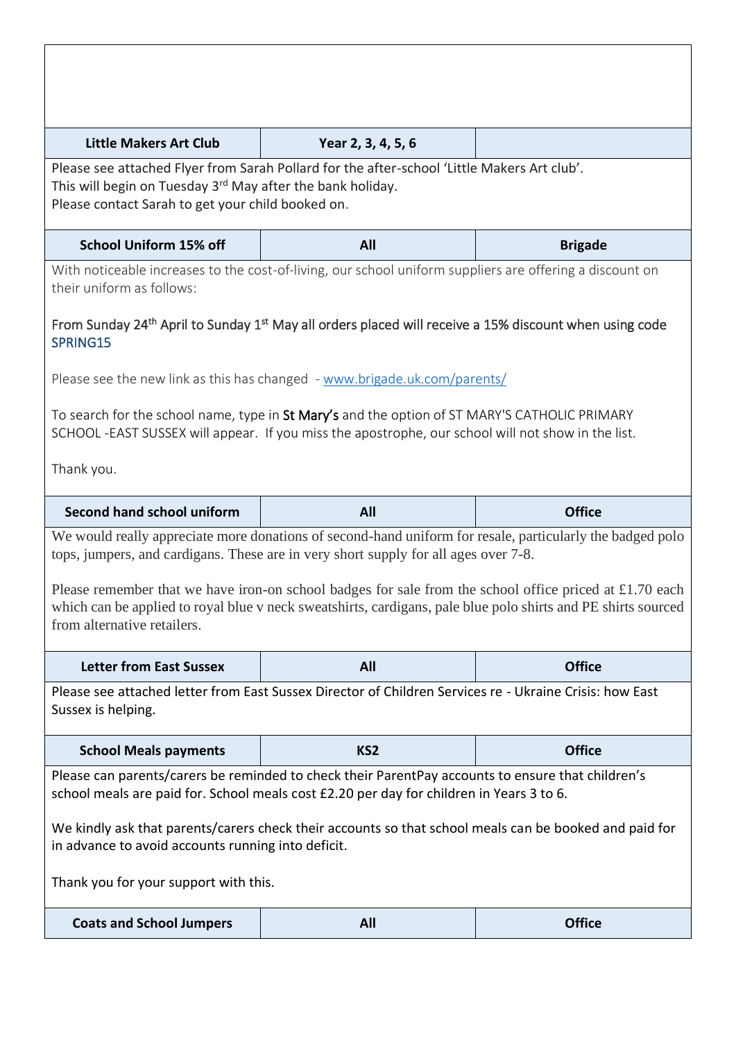| Little Makers Art Club | Year 2, 3, 4, 5, 6 | |
|---|---|---|

Please see attached Flyer from Sarah Pollard for the after-school 'Little Makers Art club'.
This will begin on Tuesday 3rd May after the bank holiday.
Please contact Sarah to get your child booked on.

| School Uniform 15% off | All | Brigade |
|---|---|---|

With noticeable increases to the cost-of-living, our school uniform suppliers are offering a discount on their uniform as follows:

From Sunday 24th April to Sunday 1st May all orders placed will receive a 15% discount when using code SPRING15

Please see the new link as this has changed - www.brigade.uk.com/parents/

To search for the school name, type in St Mary's and the option of ST MARY'S CATHOLIC PRIMARY SCHOOL -EAST SUSSEX will appear. If you miss the apostrophe, our school will not show in the list.

Thank you.

| Second hand school uniform | All | Office |
|---|---|---|

We would really appreciate more donations of second-hand uniform for resale, particularly the badged polo tops, jumpers, and cardigans. These are in very short supply for all ages over 7-8.

Please remember that we have iron-on school badges for sale from the school office priced at £1.70 each which can be applied to royal blue v neck sweatshirts, cardigans, pale blue polo shirts and PE shirts sourced from alternative retailers.

| Letter from East Sussex | All | Office |
|---|---|---|

Please see attached letter from East Sussex Director of Children Services re - Ukraine Crisis: how East Sussex is helping.

| School Meals payments | KS2 | Office |
|---|---|---|

Please can parents/carers be reminded to check their ParentPay accounts to ensure that children's school meals are paid for. School meals cost £2.20 per day for children in Years 3 to 6.

We kindly ask that parents/carers check their accounts so that school meals can be booked and paid for in advance to avoid accounts running into deficit.

Thank you for your support with this.

| Coats and School Jumpers | All | Office |
|---|---|---|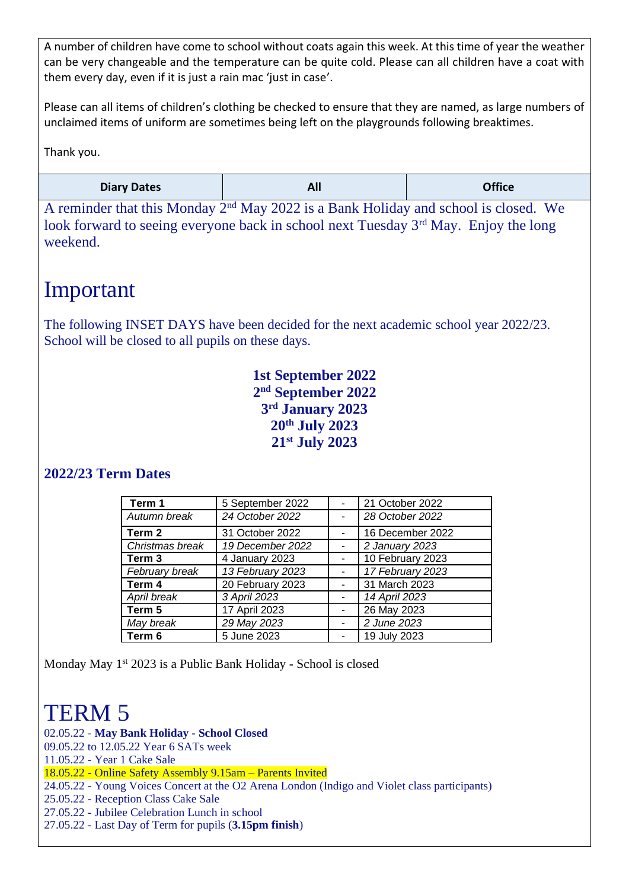A number of children have come to school without coats again this week. At this time of year the weather can be very changeable and the temperature can be quite cold. Please can all children have a coat with them every day, even if it is just a rain mac 'just in case'.

Please can all items of children's clothing be checked to ensure that they are named, as large numbers of unclaimed items of uniform are sometimes being left on the playgrounds following breaktimes.

Thank you.

| Diary Dates | All | Office |
|---|---|---|

A reminder that this Monday 2nd May 2022 is a Bank Holiday and school is closed. We look forward to seeing everyone back in school next Tuesday 3rd May. Enjoy the long weekend.

# Important

The following INSET DAYS have been decided for the next academic school year 2022/23. School will be closed to all pupils on these days.

**1st September 2022**
**2nd September 2022**
**3rd January 2023**
**20th July 2023**
**21st July 2023**

## 2022/23 Term Dates

| | | | |
|---|---|---|---|
| **Term 1** | 5 September 2022 | - | 21 October 2022 |
| *Autumn break* | *24 October 2022* | - | *28 October 2022* |
| **Term 2** | 31 October 2022 | - | 16 December 2022 |
| *Christmas break* | *19 December 2022* | - | *2 January 2023* |
| **Term 3** | 4 January 2023 | - | 10 February 2023 |
| *February break* | *13 February 2023* | - | *17 February 2023* |
| **Term 4** | 20 February 2023 | - | 31 March 2023 |
| *April break* | *3 April 2023* | - | *14 April 2023* |
| **Term 5** | 17 April 2023 | - | 26 May 2023 |
| *May break* | *29 May 2023* | - | *2 June 2023* |
| **Term 6** | 5 June 2023 | - | 19 July 2023 |

Monday May 1st 2023 is a Public Bank Holiday - School is closed

# TERM 5

02.05.22 - **May Bank Holiday - School Closed**
09.05.22 to 12.05.22 Year 6 SATs week
11.05.22 - Year 1 Cake Sale
18.05.22 - Online Safety Assembly 9.15am – Parents Invited
24.05.22 - Young Voices Concert at the O2 Arena London (Indigo and Violet class participants)
25.05.22 - Reception Class Cake Sale
27.05.22 - Jubilee Celebration Lunch in school
27.05.22 - Last Day of Term for pupils (**3.15pm finish**)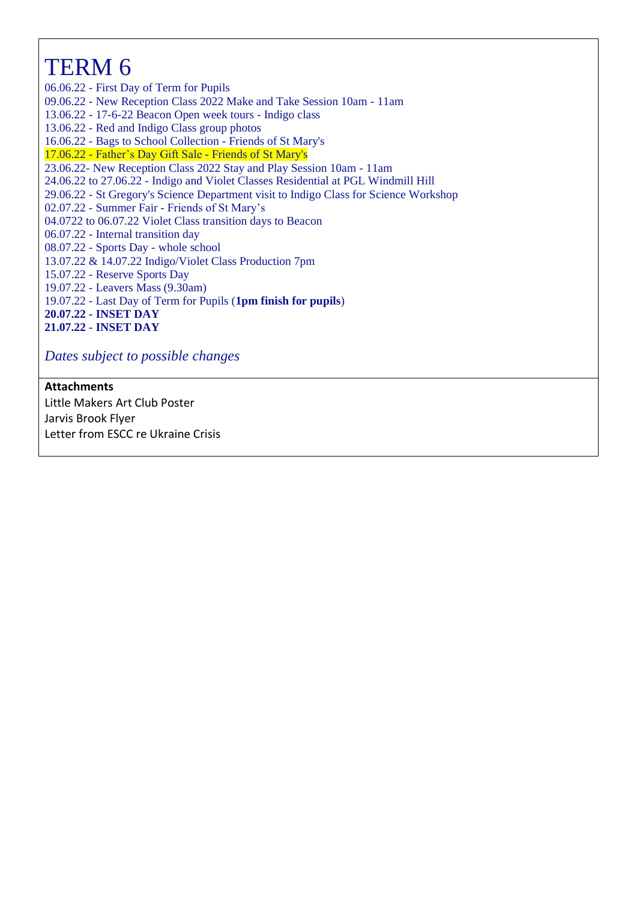# TERM 6

06.06.22 - First Day of Term for Pupils
09.06.22 - New Reception Class 2022 Make and Take Session 10am - 11am
13.06.22 - 17-6-22 Beacon Open week tours - Indigo class
13.06.22 - Red and Indigo Class group photos
16.06.22 - Bags to School Collection - Friends of St Mary's
17.06.22 - Father's Day Gift Sale - Friends of St Mary's
23.06.22- New Reception Class 2022 Stay and Play Session 10am - 11am
24.06.22 to 27.06.22 - Indigo and Violet Classes Residential at PGL Windmill Hill
29.06.22 - St Gregory's Science Department visit to Indigo Class for Science Workshop
02.07.22 - Summer Fair - Friends of St Mary's
04.0722 to 06.07.22 Violet Class transition days to Beacon
06.07.22 - Internal transition day
08.07.22 - Sports Day - whole school
13.07.22 & 14.07.22 Indigo/Violet Class Production 7pm
15.07.22 - Reserve Sports Day
19.07.22 - Leavers Mass (9.30am)
19.07.22 - Last Day of Term for Pupils (**1pm finish for pupils**)
**20.07.22 - INSET DAY**
**21.07.22 - INSET DAY**

*Dates subject to possible changes*

**Attachments**

Little Makers Art Club Poster
Jarvis Brook Flyer
Letter from ESCC re Ukraine Crisis